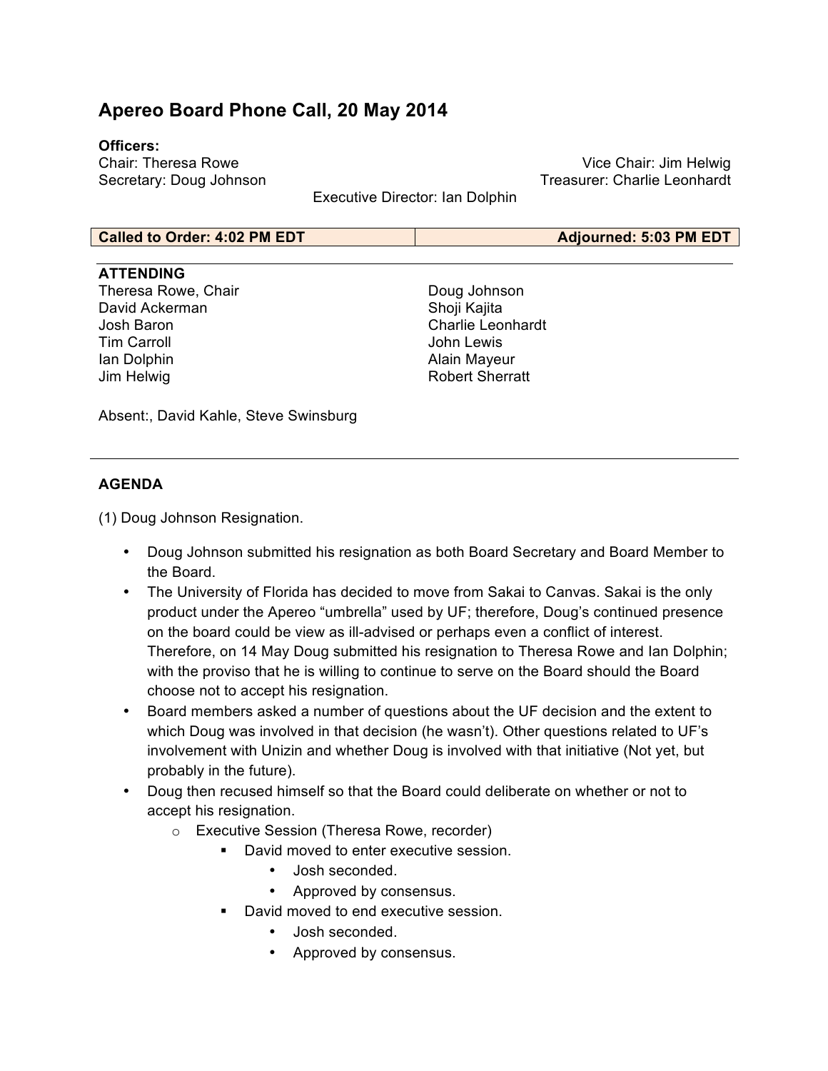# Apereo Board Phone Call, 20 May 2014

**Officers:**

Chair: Theresa Rowe
Vice Chair: Jim Helwig
Secretary: Doug Johnson
Treasurer: Charlie Leonhardt
Executive Director: Ian Dolphin

| **Called to Order: 4:02 PM EDT** | **Adjourned: 5:03 PM EDT** |
|---|---|

**ATTENDING**

Theresa Rowe, Chair
David Ackerman
Josh Baron
Tim Carroll
Ian Dolphin
Jim Helwig
Doug Johnson
Shoji Kajita
Charlie Leonhardt
John Lewis
Alain Mayeur
Robert Sherratt

Absent:, David Kahle, Steve Swinsburg

---

**AGENDA**

(1) Doug Johnson Resignation.

- Doug Johnson submitted his resignation as both Board Secretary and Board Member to the Board.
- The University of Florida has decided to move from Sakai to Canvas. Sakai is the only product under the Apereo "umbrella" used by UF; therefore, Doug's continued presence on the board could be view as ill-advised or perhaps even a conflict of interest. Therefore, on 14 May Doug submitted his resignation to Theresa Rowe and Ian Dolphin; with the proviso that he is willing to continue to serve on the Board should the Board choose not to accept his resignation.
- Board members asked a number of questions about the UF decision and the extent to which Doug was involved in that decision (he wasn't). Other questions related to UF's involvement with Unizin and whether Doug is involved with that initiative (Not yet, but probably in the future).
- Doug then recused himself so that the Board could deliberate on whether or not to accept his resignation.
  - Executive Session (Theresa Rowe, recorder)
    - David moved to enter executive session.
      - Josh seconded.
      - Approved by consensus.
    - David moved to end executive session.
      - Josh seconded.
      - Approved by consensus.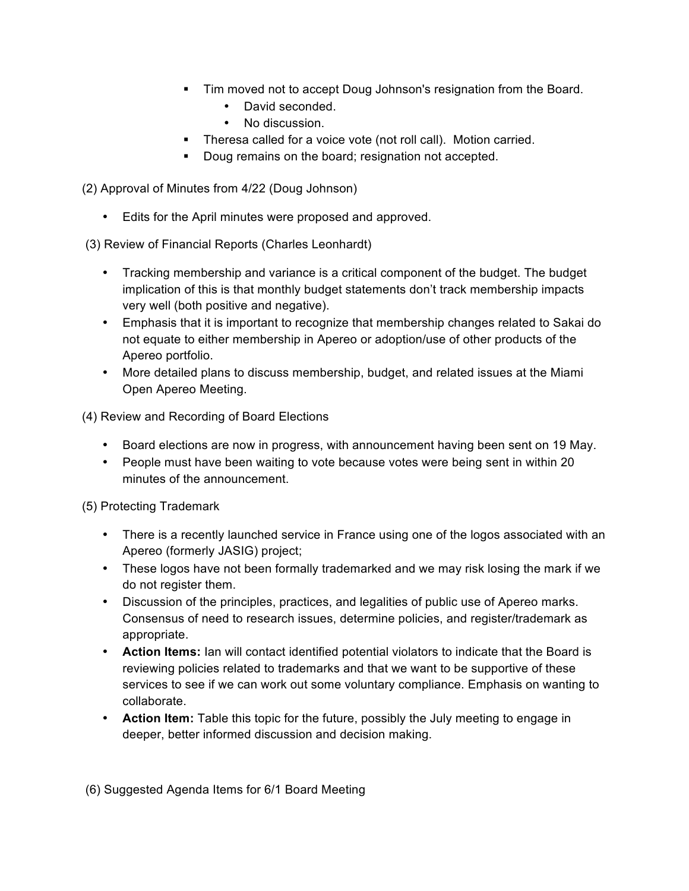- Tim moved not to accept Doug Johnson's resignation from the Board.
  - David seconded.
  - No discussion.
- Theresa called for a voice vote (not roll call). Motion carried.
- Doug remains on the board; resignation not accepted.

(2) Approval of Minutes from 4/22 (Doug Johnson)

- Edits for the April minutes were proposed and approved.

(3) Review of Financial Reports (Charles Leonhardt)

- Tracking membership and variance is a critical component of the budget. The budget implication of this is that monthly budget statements don't track membership impacts very well (both positive and negative).
- Emphasis that it is important to recognize that membership changes related to Sakai do not equate to either membership in Apereo or adoption/use of other products of the Apereo portfolio.
- More detailed plans to discuss membership, budget, and related issues at the Miami Open Apereo Meeting.

(4) Review and Recording of Board Elections

- Board elections are now in progress, with announcement having been sent on 19 May.
- People must have been waiting to vote because votes were being sent in within 20 minutes of the announcement.

(5) Protecting Trademark

- There is a recently launched service in France using one of the logos associated with an Apereo (formerly JASIG) project;
- These logos have not been formally trademarked and we may risk losing the mark if we do not register them.
- Discussion of the principles, practices, and legalities of public use of Apereo marks. Consensus of need to research issues, determine policies, and register/trademark as appropriate.
- **Action Items:** Ian will contact identified potential violators to indicate that the Board is reviewing policies related to trademarks and that we want to be supportive of these services to see if we can work out some voluntary compliance. Emphasis on wanting to collaborate.
- **Action Item:** Table this topic for the future, possibly the July meeting to engage in deeper, better informed discussion and decision making.

(6) Suggested Agenda Items for 6/1 Board Meeting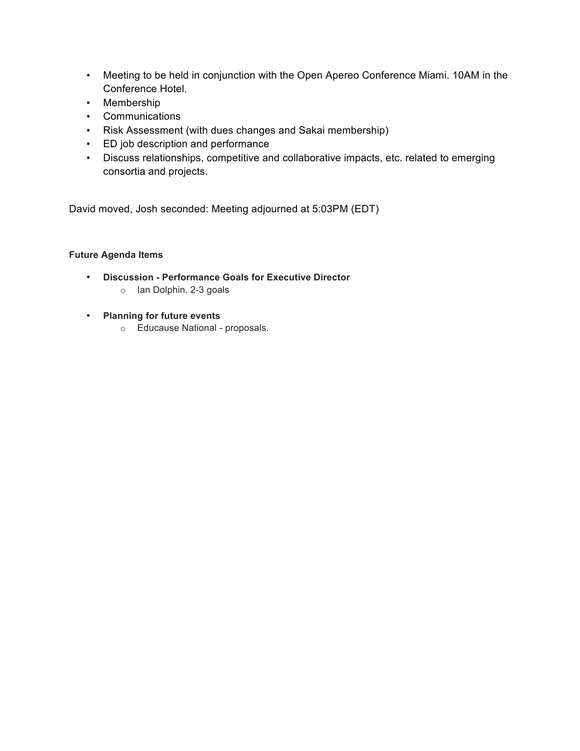- Meeting to be held in conjunction with the Open Apereo Conference Miami. 10AM in the Conference Hotel.
- Membership
- Communications
- Risk Assessment (with dues changes and Sakai membership)
- ED job description and performance
- Discuss relationships, competitive and collaborative impacts, etc. related to emerging consortia and projects.

David moved, Josh seconded: Meeting adjourned at 5:03PM (EDT)

#### Future Agenda Items

- **Discussion - Performance Goals for Executive Director**
    - Ian Dolphin. 2-3 goals

- **Planning for future events**
    - Educause National - proposals.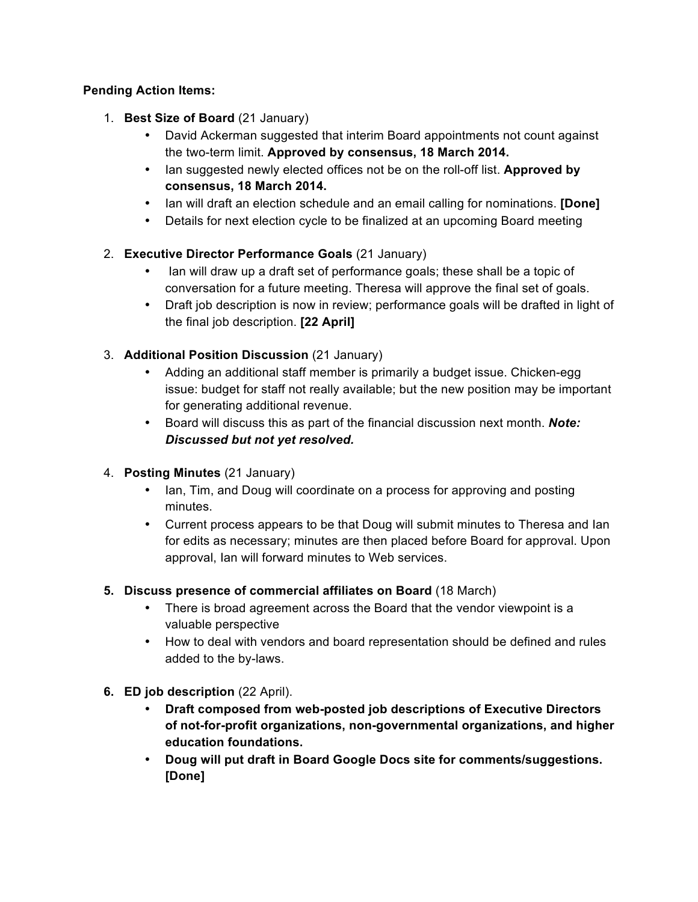**Pending Action Items:**

1. **Best Size of Board** (21 January)
    - David Ackerman suggested that interim Board appointments not count against the two-term limit. **Approved by consensus, 18 March 2014.**
    - Ian suggested newly elected offices not be on the roll-off list. **Approved by consensus, 18 March 2014.**
    - Ian will draft an election schedule and an email calling for nominations. **[Done]**
    - Details for next election cycle to be finalized at an upcoming Board meeting

2. **Executive Director Performance Goals** (21 January)
    - Ian will draw up a draft set of performance goals; these shall be a topic of conversation for a future meeting. Theresa will approve the final set of goals.
    - Draft job description is now in review; performance goals will be drafted in light of the final job description. **[22 April]**

3. **Additional Position Discussion** (21 January)
    - Adding an additional staff member is primarily a budget issue. Chicken-egg issue: budget for staff not really available; but the new position may be important for generating additional revenue.
    - Board will discuss this as part of the financial discussion next month. ***Note: Discussed but not yet resolved.***

4. **Posting Minutes** (21 January)
    - Ian, Tim, and Doug will coordinate on a process for approving and posting minutes.
    - Current process appears to be that Doug will submit minutes to Theresa and Ian for edits as necessary; minutes are then placed before Board for approval. Upon approval, Ian will forward minutes to Web services.

5. **Discuss presence of commercial affiliates on Board** (18 March)
    - There is broad agreement across the Board that the vendor viewpoint is a valuable perspective
    - How to deal with vendors and board representation should be defined and rules added to the by-laws.

6. **ED job description** (22 April).
    - **Draft composed from web-posted job descriptions of Executive Directors of not-for-profit organizations, non-governmental organizations, and higher education foundations.**
    - **Doug will put draft in Board Google Docs site for comments/suggestions. [Done]**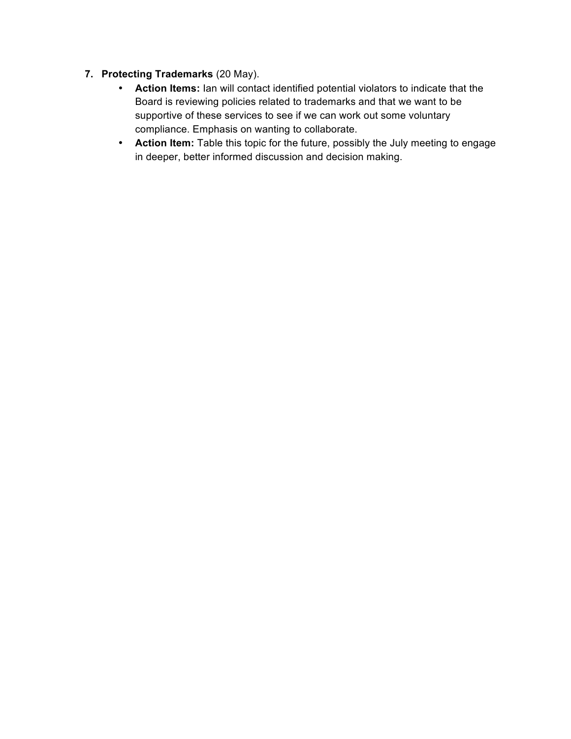7. **Protecting Trademarks** (20 May).
   - **Action Items:** Ian will contact identified potential violators to indicate that the Board is reviewing policies related to trademarks and that we want to be supportive of these services to see if we can work out some voluntary compliance. Emphasis on wanting to collaborate.
   - **Action Item:** Table this topic for the future, possibly the July meeting to engage in deeper, better informed discussion and decision making.